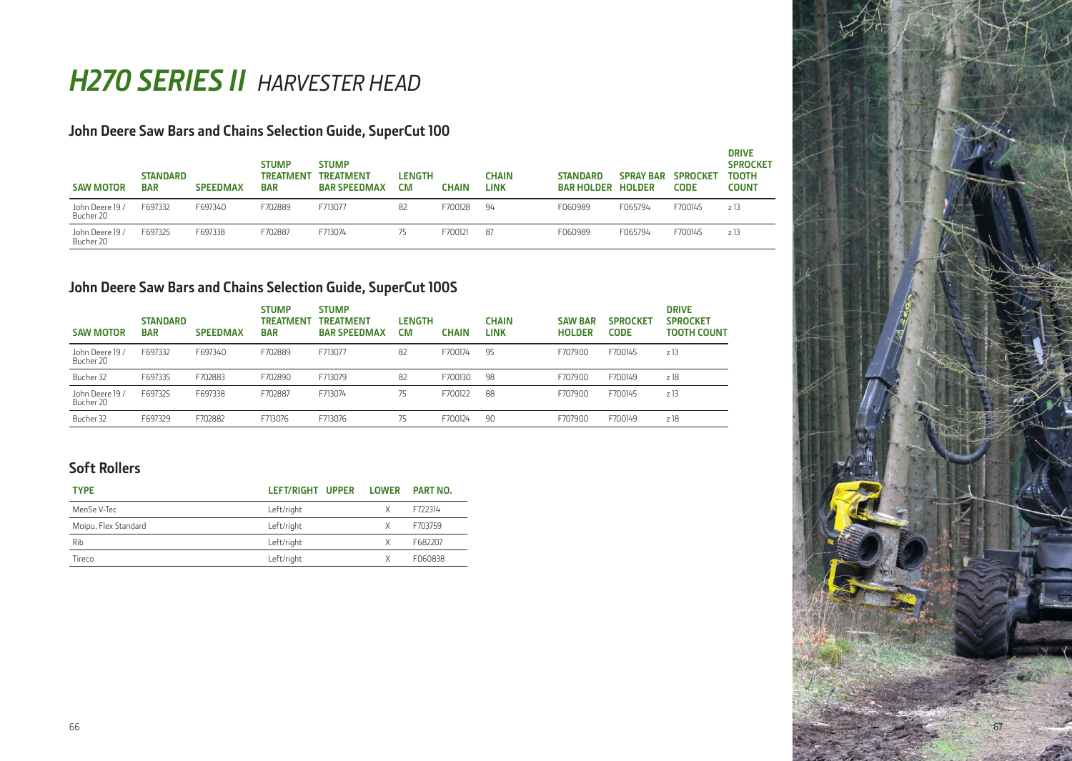# *H270 SERIES II* *HARVESTER HEAD*

## John Deere Saw Bars and Chains Selection Guide, SuperCut 100

| SAW MOTOR | STANDARD BAR | SPEEDMAX | STUMP TREATMENT BAR | STUMP TREATMENT BAR SPEEDMAX | LENGTH CM | CHAIN | CHAIN LINK | STANDARD BAR HOLDER | SPRAY BAR HOLDER | SPROCKET CODE | DRIVE SPROCKET TOOTH COUNT |
|---|---|---|---|---|---|---|---|---|---|---|---|
| John Deere 19 / Bucher 20 | F697332 | F697340 | F702889 | F713077 | 82 | F700128 | 94 | F060989 | F065794 | F700145 | z 13 |
| John Deere 19 / Bucher 20 | F697325 | F697338 | F702887 | F713074 | 75 | F700121 | 87 | F060989 | F065794 | F700145 | z 13 |

## John Deere Saw Bars and Chains Selection Guide, SuperCut 100S

| SAW MOTOR | STANDARD BAR | SPEEDMAX | STUMP TREATMENT BAR | STUMP TREATMENT BAR SPEEDMAX | LENGTH CM | CHAIN | CHAIN LINK | SAW BAR HOLDER | SPROCKET CODE | DRIVE SPROCKET TOOTH COUNT |
|---|---|---|---|---|---|---|---|---|---|---|
| John Deere 19 / Bucher 20 | F697332 | F697340 | F702889 | F713077 | 82 | F700174 | 95 | F707900 | F700145 | z 13 |
| Bucher 32 | F697335 | F702883 | F702890 | F713079 | 82 | F700130 | 98 | F707900 | F700149 | z 18 |
| John Deere 19 / Bucher 20 | F697325 | F697338 | F702887 | F713074 | 75 | F700122 | 88 | F707900 | F700145 | z 13 |
| Bucher 32 | F697329 | F702882 | F713076 | F713076 | 75 | F700124 | 90 | F707900 | F700149 | z 18 |

## Soft Rollers

| TYPE | LEFT/RIGHT | UPPER | LOWER | PART NO. |
|---|---|---|---|---|
| MenSe V-Tec | Left/right | | X | F722314 |
| Moipu, Flex Standard | Left/right | | X | F703759 |
| Rib | Left/right | | X | F682207 |
| Tireco | Left/right | | X | F060838 |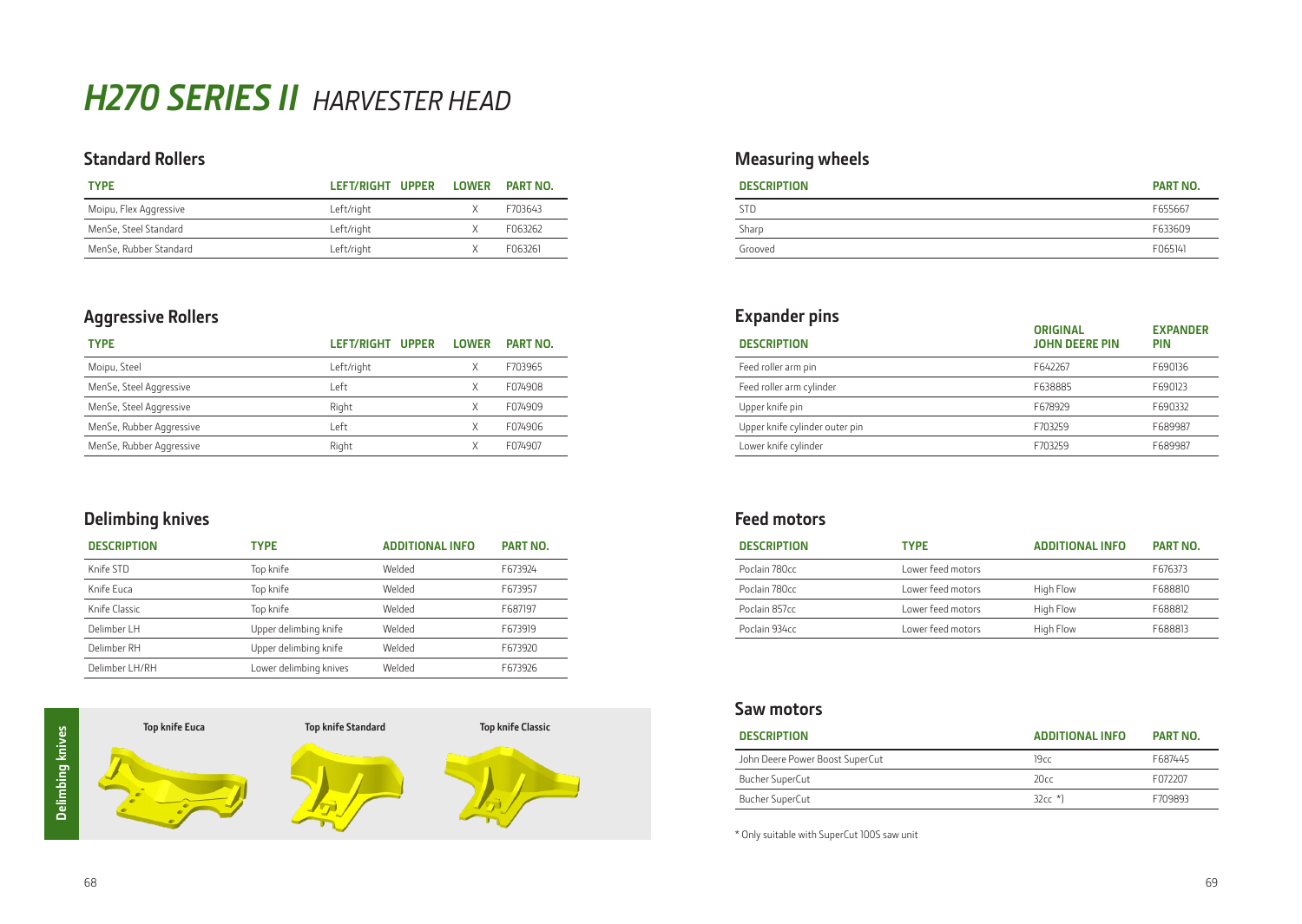# *H270 SERIES II* *HARVESTER HEAD*

## Standard Rollers

| TYPE | LEFT/RIGHT | UPPER | LOWER | PART NO. |
|---|---|---|---|---|
| Moipu, Flex Aggressive | Left/right | | X | F703643 |
| MenSe, Steel Standard | Left/right | | X | F063262 |
| MenSe, Rubber Standard | Left/right | | X | F063261 |

## Aggressive Rollers

| TYPE | LEFT/RIGHT | UPPER | LOWER | PART NO. |
|---|---|---|---|---|
| Moipu, Steel | Left/right | | X | F703965 |
| MenSe, Steel Aggressive | Left | | X | F074908 |
| MenSe, Steel Aggressive | Right | | X | F074909 |
| MenSe, Rubber Aggressive | Left | | X | F074906 |
| MenSe, Rubber Aggressive | Right | | X | F074907 |

## Delimbing knives

| DESCRIPTION | TYPE | ADDITIONAL INFO | PART NO. |
|---|---|---|---|
| Knife STD | Top knife | Welded | F673924 |
| Knife Euca | Top knife | Welded | F673957 |
| Knife Classic | Top knife | Welded | F687197 |
| Delimber LH | Upper delimbing knife | Welded | F673919 |
| Delimber RH | Upper delimbing knife | Welded | F673920 |
| Delimber LH/RH | Lower delimbing knives | Welded | F673926 |

Delimbing knives

Top knife Euca

Top knife Standard

Top knife Classic

## Measuring wheels

| DESCRIPTION | PART NO. |
|---|---|
| STD | F655667 |
| Sharp | F633609 |
| Grooved | F065141 |

## Expander pins

| DESCRIPTION | ORIGINAL JOHN DEERE PIN | EXPANDER PIN |
|---|---|---|
| Feed roller arm pin | F642267 | F690136 |
| Feed roller arm cylinder | F638885 | F690123 |
| Upper knife pin | F678929 | F690332 |
| Upper knife cylinder outer pin | F703259 | F689987 |
| Lower knife cylinder | F703259 | F689987 |

## Feed motors

| DESCRIPTION | TYPE | ADDITIONAL INFO | PART NO. |
|---|---|---|---|
| Poclain 780cc | Lower feed motors | | F676373 |
| Poclain 780cc | Lower feed motors | High Flow | F688810 |
| Poclain 857cc | Lower feed motors | High Flow | F688812 |
| Poclain 934cc | Lower feed motors | High Flow | F688813 |

## Saw motors

| DESCRIPTION | ADDITIONAL INFO | PART NO. |
|---|---|---|
| John Deere Power Boost SuperCut | 19cc | F687445 |
| Bucher SuperCut | 20cc | F072207 |
| Bucher SuperCut | 32cc *) | F709893 |

* Only suitable with SuperCut 100S saw unit